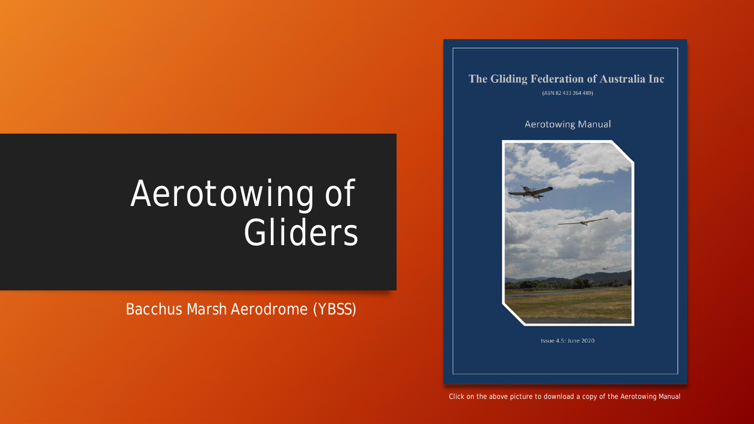# Aerotowing of Gliders

Bacchus Marsh Aerodrome (YBSS)

The Gliding Federation of Australia Inc

(ABN 82 433 264 489)

Aerotowing Manual

Issue 4.5: June 2020

Click on the above picture to download a copy of the Aerotowing Manual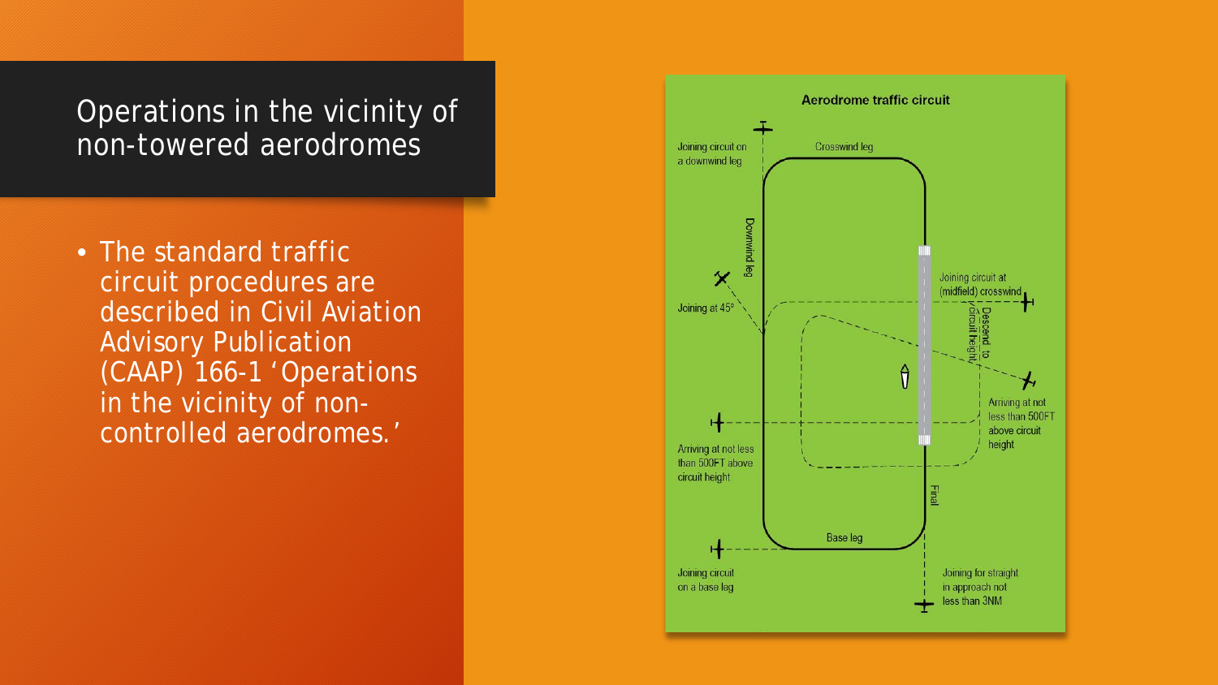# Operations in the vicinity of non-towered aerodromes

- The standard traffic circuit procedures are described in Civil Aviation Advisory Publication (CAAP) 166-1 'Operations in the vicinity of non-controlled aerodromes.'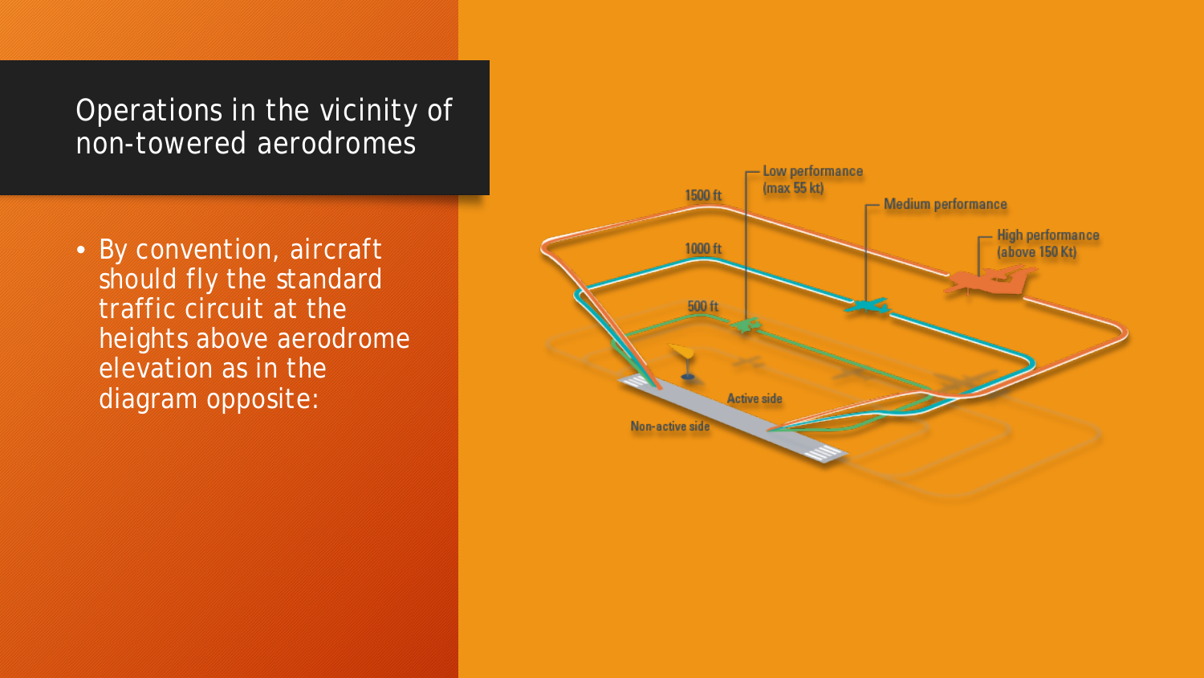# Operations in the vicinity of non-towered aerodromes

- By convention, aircraft should fly the standard traffic circuit at the heights above aerodrome elevation as in the diagram opposite: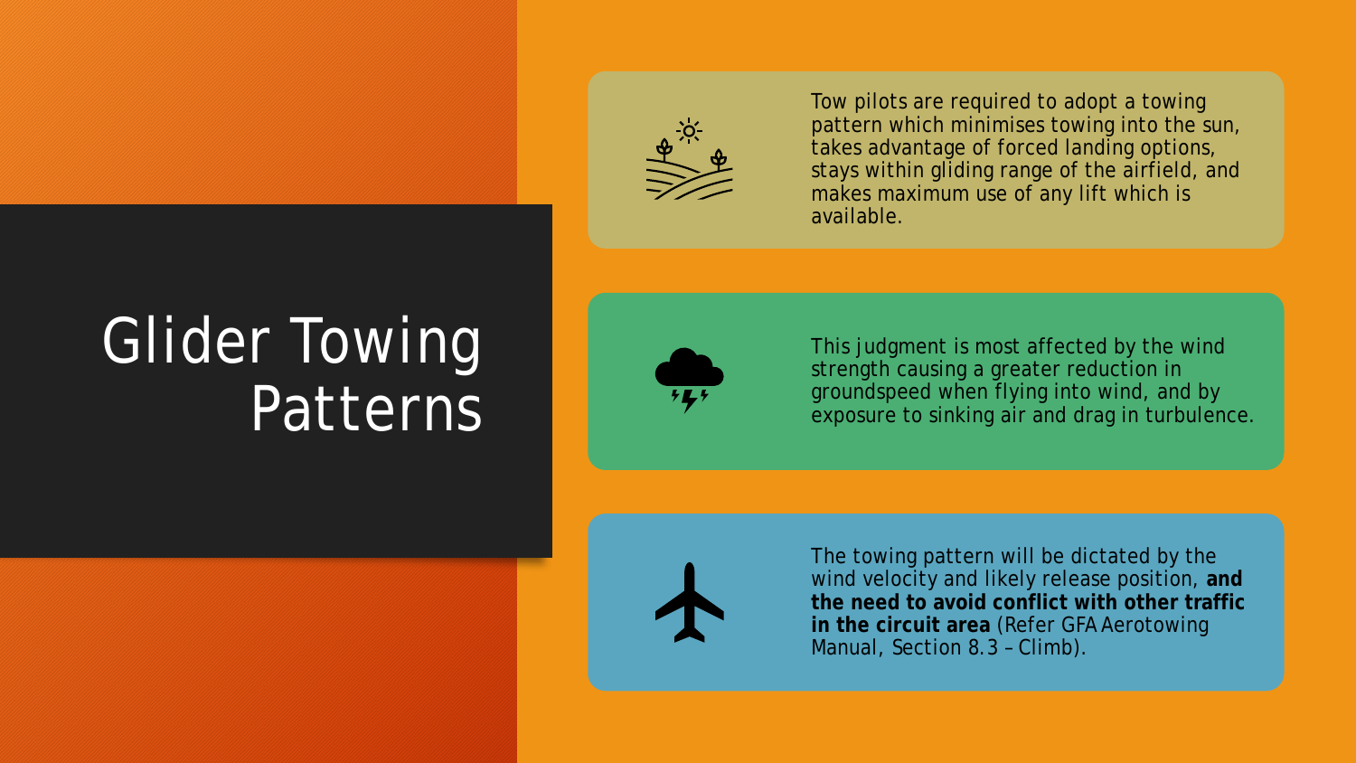# Glider Towing Patterns

Tow pilots are required to adopt a towing pattern which minimises towing into the sun, takes advantage of forced landing options, stays within gliding range of the airfield, and makes maximum use of any lift which is available.

This judgment is most affected by the wind strength causing a greater reduction in groundspeed when flying into wind, and by exposure to sinking air and drag in turbulence.

The towing pattern will be dictated by the wind velocity and likely release position, **and the need to avoid conflict with other traffic in the circuit area** (Refer GFA Aerotowing Manual, Section 8.3 – Climb).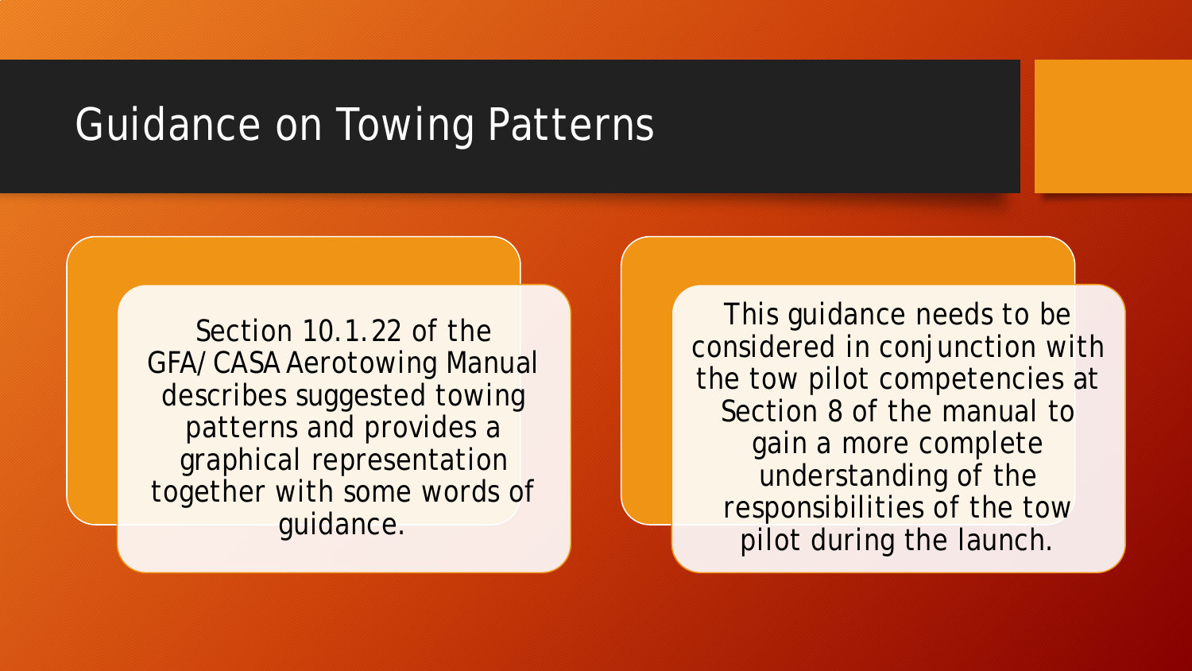# Guidance on Towing Patterns

Section 10.1.22 of the GFA/CASA Aerotowing Manual describes suggested towing patterns and provides a graphical representation together with some words of guidance.

This guidance needs to be considered in conjunction with the tow pilot competencies at Section 8 of the manual to gain a more complete understanding of the responsibilities of the tow pilot during the launch.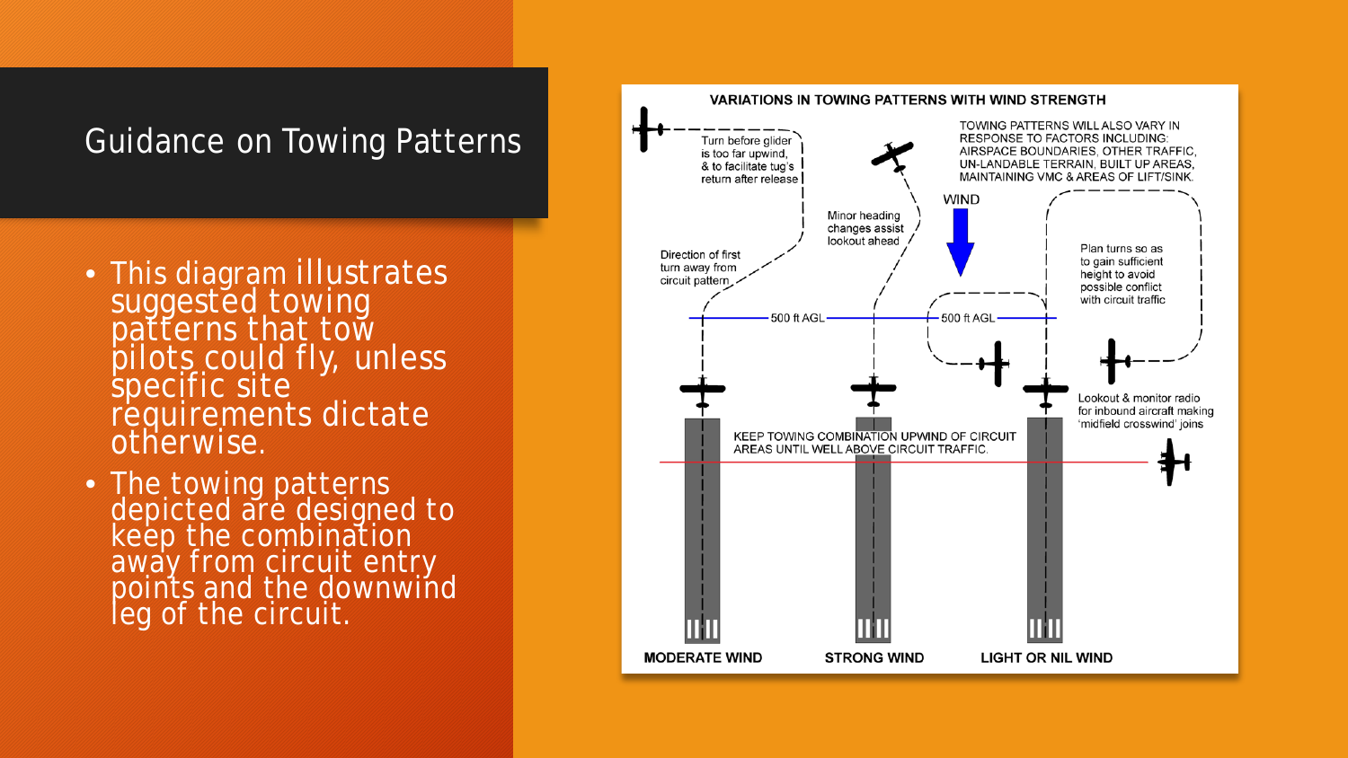# Guidance on Towing Patterns

- This diagram illustrates suggested towing patterns that tow pilots could fly, unless specific site requirements dictate otherwise.
- The towing patterns depicted are designed to keep the combination away from circuit entry points and the downwind leg of the circuit.

**VARIATIONS IN TOWING PATTERNS WITH WIND STRENGTH**

TOWING PATTERNS WILL ALSO VARY IN RESPONSE TO FACTORS INCLUDING: AIRSPACE BOUNDARIES, OTHER TRAFFIC, UN-LANDABLE TERRAIN, BUILT UP AREAS, MAINTAINING VMC & AREAS OF LIFT/SINK.

Turn before glider is too far upwind, & to facilitate tug's return after release

Minor heading changes assist lookout ahead

WIND

Direction of first turn away from circuit pattern

Plan turns so as to gain sufficient height to avoid possible conflict with circuit traffic

500 ft AGL

500 ft AGL

Lookout & monitor radio for inbound aircraft making 'midfield crosswind' joins

KEEP TOWING COMBINATION UPWIND OF CIRCUIT AREAS UNTIL WELL ABOVE CIRCUIT TRAFFIC.

**MODERATE WIND**

**STRONG WIND**

**LIGHT OR NIL WIND**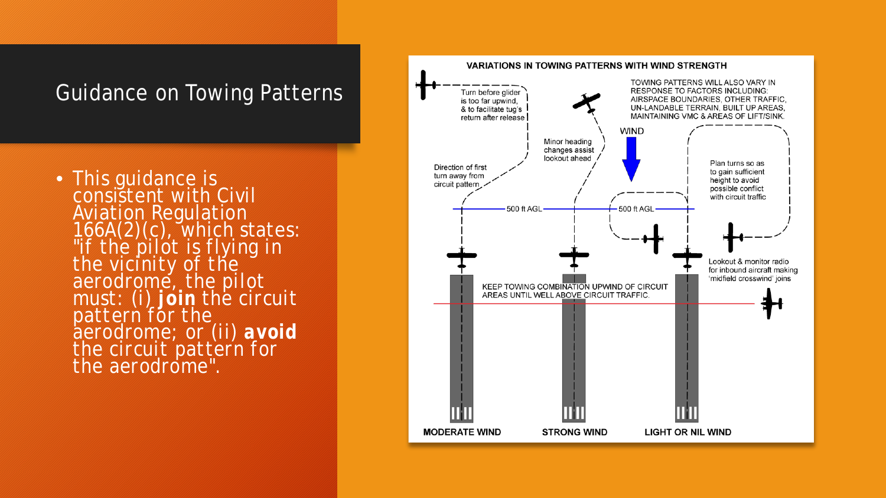# Guidance on Towing Patterns

- This guidance is consistent with Civil Aviation Regulation 166A(2)(c), which states: "if the pilot is flying in the vicinity of the aerodrome, the pilot must: (i) **join** the circuit pattern for the aerodrome; or (ii) **avoid** the circuit pattern for the aerodrome".

**VARIATIONS IN TOWING PATTERNS WITH WIND STRENGTH**

TOWING PATTERNS WILL ALSO VARY IN RESPONSE TO FACTORS INCLUDING: AIRSPACE BOUNDARIES, OTHER TRAFFIC, UN-LANDABLE TERRAIN, BUILT UP AREAS, MAINTAINING VMC & AREAS OF LIFT/SINK.

Turn before glider is too far upwind, & to facilitate tug's return after release

Direction of first turn away from circuit pattern

Minor heading changes assist lookout ahead

WIND

Plan turns so as to gain sufficient height to avoid possible conflict with circuit traffic

500 ft AGL

500 ft AGL

Lookout & monitor radio for inbound aircraft making 'midfield crosswind' joins

KEEP TOWING COMBINATION UPWIND OF CIRCUIT AREAS UNTIL WELL ABOVE CIRCUIT TRAFFIC.

MODERATE WIND

STRONG WIND

LIGHT OR NIL WIND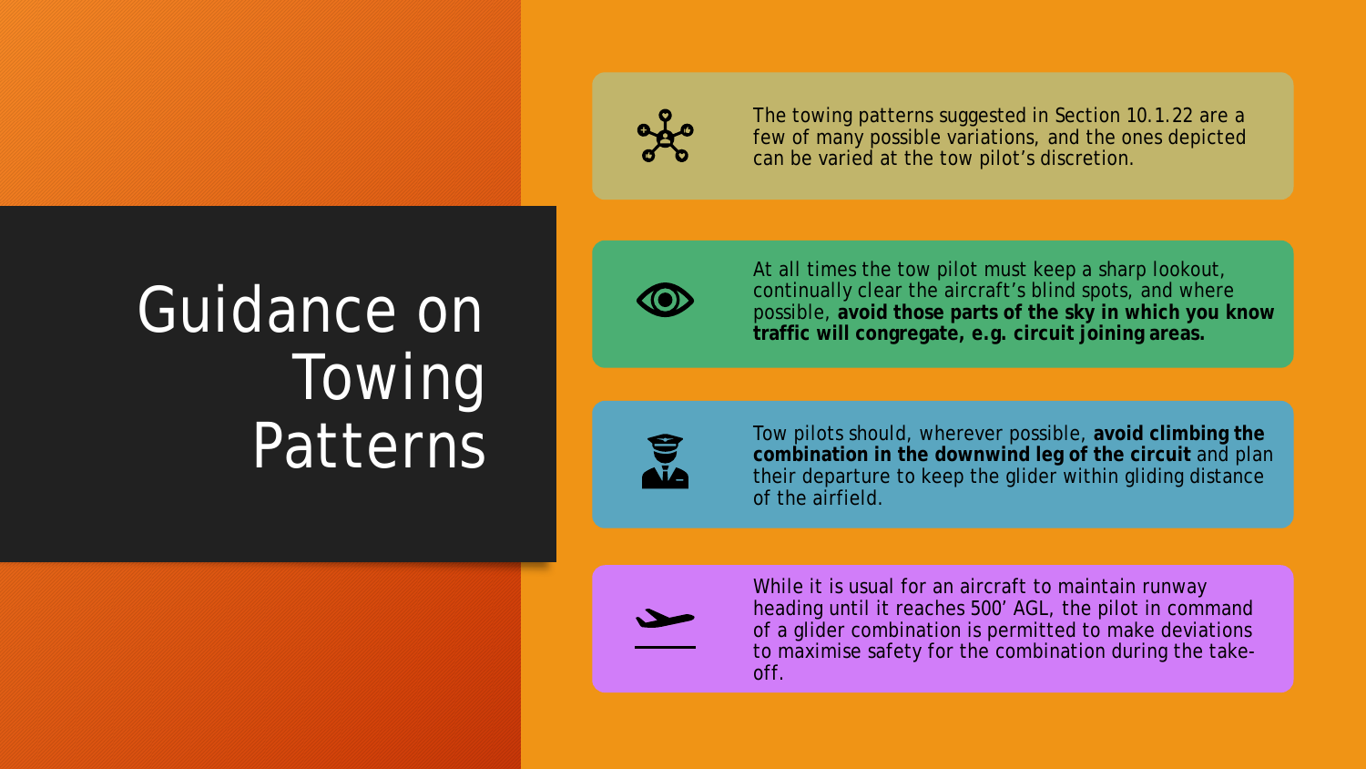# Guidance on Towing Patterns

The towing patterns suggested in Section 10.1.22 are a few of many possible variations, and the ones depicted can be varied at the tow pilot's discretion.

At all times the tow pilot must keep a sharp lookout, continually clear the aircraft's blind spots, and where possible, **avoid those parts of the sky in which you know traffic will congregate, e.g. circuit joining areas.**

Tow pilots should, wherever possible, **avoid climbing the combination in the downwind leg of the circuit** and plan their departure to keep the glider within gliding distance of the airfield.

While it is usual for an aircraft to maintain runway heading until it reaches 500' AGL, the pilot in command of a glider combination is permitted to make deviations to maximise safety for the combination during the take-off.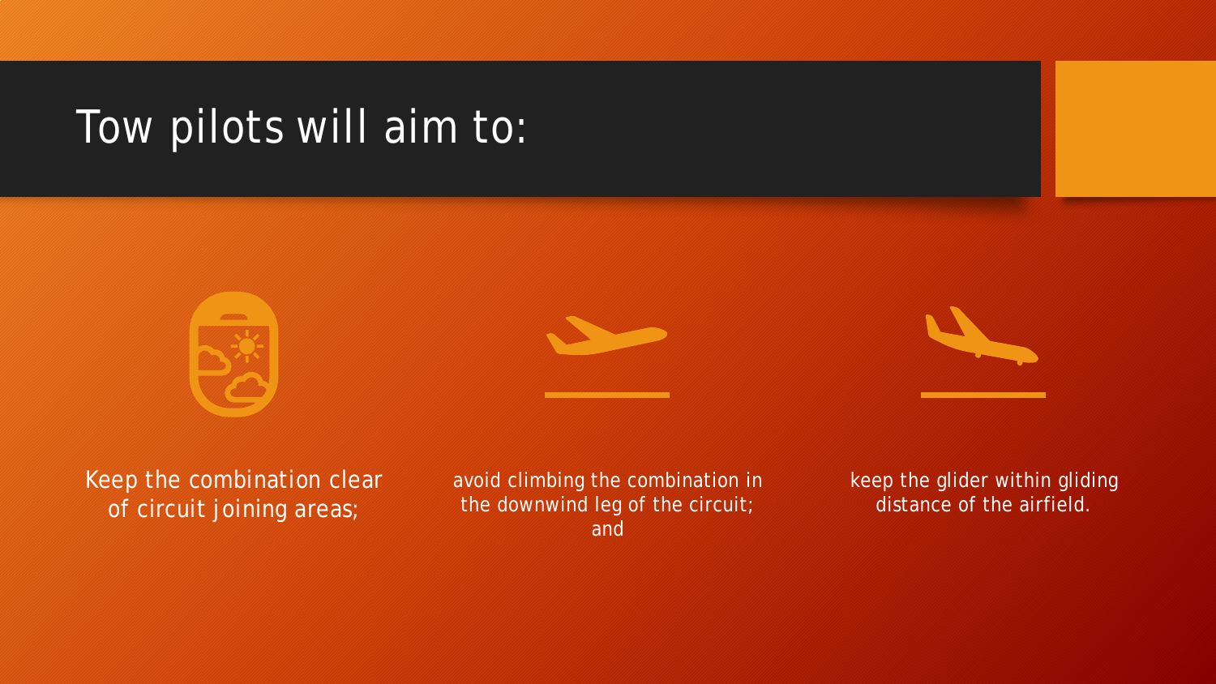# Tow pilots will aim to:

- Keep the combination clear of circuit joining areas;
- avoid climbing the combination in the downwind leg of the circuit; and
- keep the glider within gliding distance of the airfield.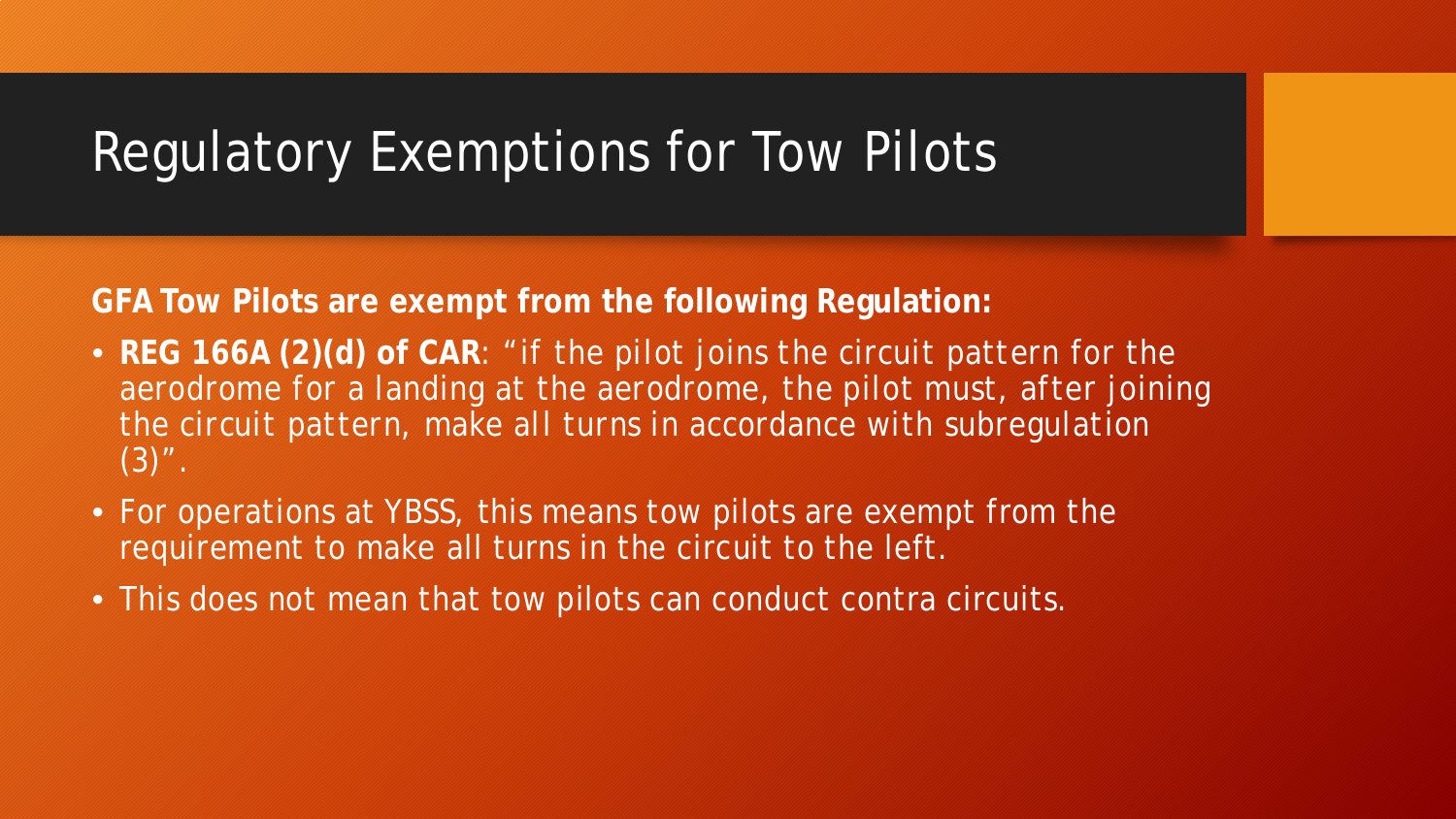# Regulatory Exemptions for Tow Pilots

**GFA Tow Pilots are exempt from the following Regulation:**

- **REG 166A (2)(d) of CAR**: "if the pilot joins the circuit pattern for the aerodrome for a landing at the aerodrome, the pilot must, after joining the circuit pattern, make all turns in accordance with subregulation (3)".
- For operations at YBSS, this means tow pilots are exempt from the requirement to make all turns in the circuit to the left.
- This does not mean that tow pilots can conduct contra circuits.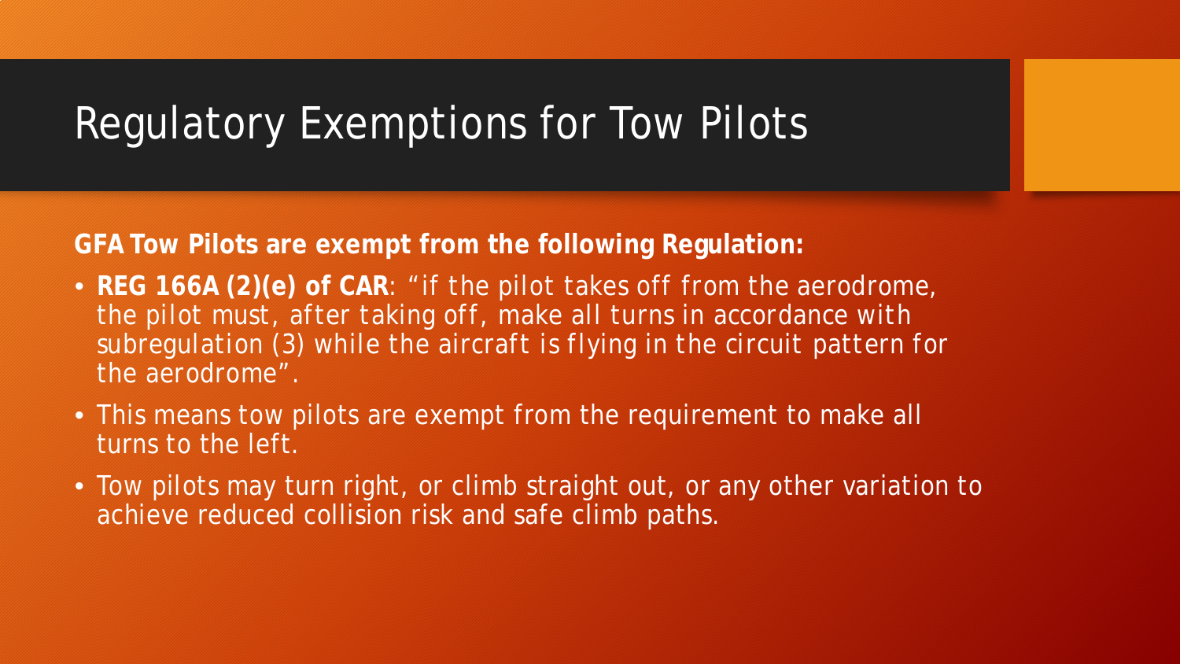# Regulatory Exemptions for Tow Pilots

**GFA Tow Pilots are exempt from the following Regulation:**

- **REG 166A (2)(e) of CAR**: "if the pilot takes off from the aerodrome, the pilot must, after taking off, make all turns in accordance with subregulation (3) while the aircraft is flying in the circuit pattern for the aerodrome".
- This means tow pilots are exempt from the requirement to make all turns to the left.
- Tow pilots may turn right, or climb straight out, or any other variation to achieve reduced collision risk and safe climb paths.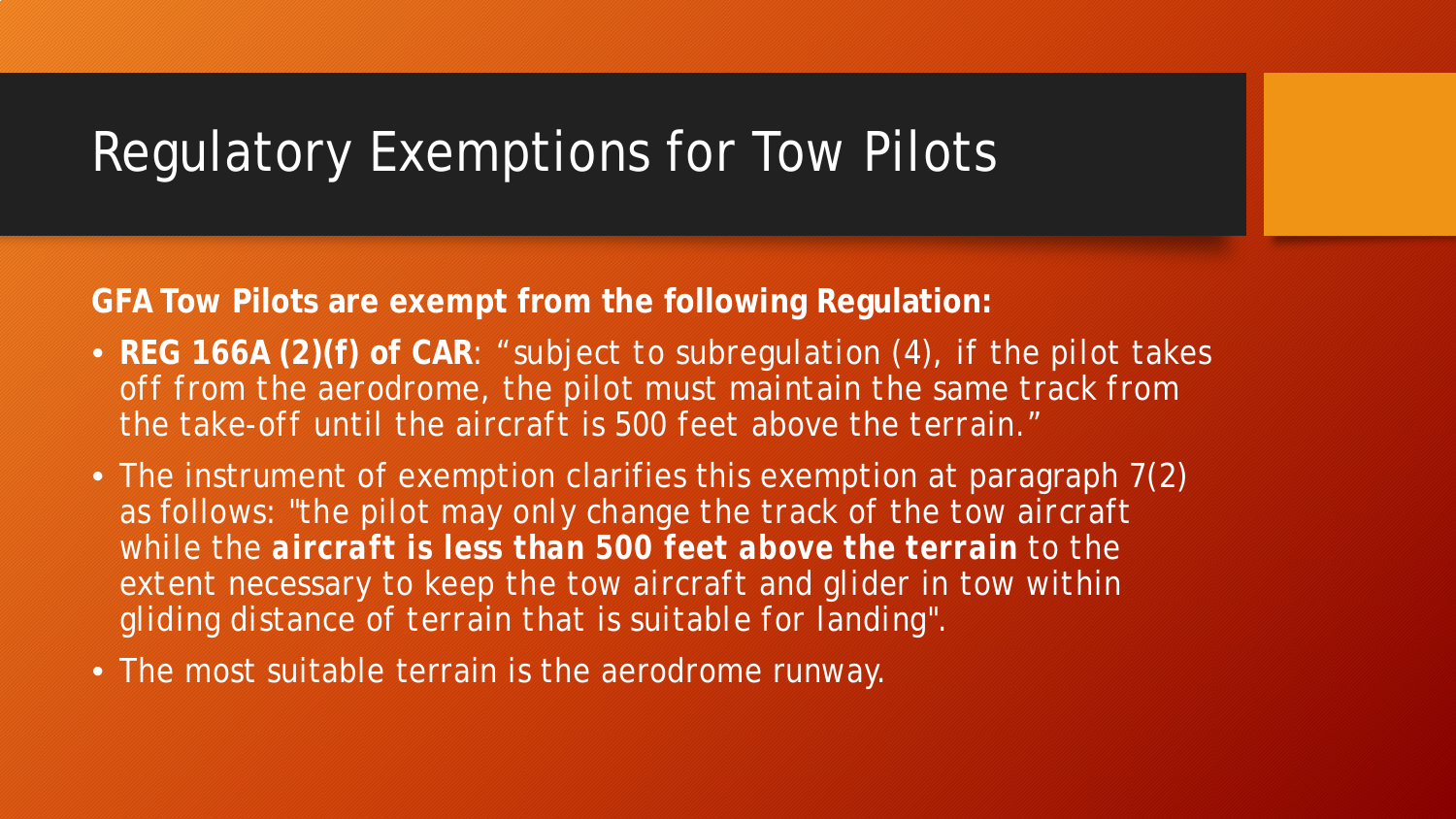# Regulatory Exemptions for Tow Pilots

**GFA Tow Pilots are exempt from the following Regulation:**

- **REG 166A (2)(f) of CAR**: "subject to subregulation (4), if the pilot takes off from the aerodrome, the pilot must maintain the same track from the take-off until the aircraft is 500 feet above the terrain."
- The instrument of exemption clarifies this exemption at paragraph 7(2) as follows: "the pilot may only change the track of the tow aircraft while the **aircraft is less than 500 feet above the terrain** to the extent necessary to keep the tow aircraft and glider in tow within gliding distance of terrain that is suitable for landing".
- The most suitable terrain is the aerodrome runway.